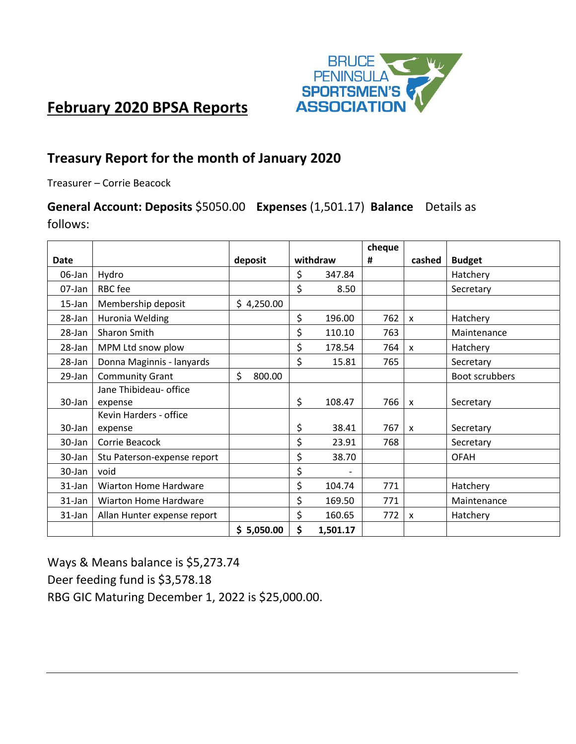# February 2020 BPSA Reports

## Treasury Report for the month of January 2020

Treasurer – Corrie Beacock

**General Account: Deposits** $5050.00 **Expenses** (1,501.17) **Balance** Details as follows:

| Date | | deposit | withdraw | cheque # | cashed | Budget |
|---|---|---|---|---|---|---|
| 06-Jan | Hydro | | $ 347.84 | | | Hatchery |
| 07-Jan | RBC fee | | $ 8.50 | | | Secretary |
| 15-Jan | Membership deposit | $ 4,250.00 | | | | |
| 28-Jan | Huronia Welding | | $ 196.00 | 762 | x | Hatchery |
| 28-Jan | Sharon Smith | | $ 110.10 | 763 | | Maintenance |
| 28-Jan | MPM Ltd snow plow | | $ 178.54 | 764 | x | Hatchery |
| 28-Jan | Donna Maginnis - lanyards | | $ 15.81 | 765 | | Secretary |
| 29-Jan | Community Grant | $ 800.00 | | | | Boot scrubbers |
| 30-Jan | Jane Thibideau- office expense | | $ 108.47 | 766 | x | Secretary |
| 30-Jan | Kevin Harders - office expense | | $ 38.41 | 767 | x | Secretary |
| 30-Jan | Corrie Beacock | | $ 23.91 | 768 | | Secretary |
| 30-Jan | Stu Paterson-expense report | | $ 38.70 | | | OFAH |
| 30-Jan | void | | $ - | | | |
| 31-Jan | Wiarton Home Hardware | | $ 104.74 | 771 | | Hatchery |
| 31-Jan | Wiarton Home Hardware | | $ 169.50 | 771 | | Maintenance |
| 31-Jan | Allan Hunter expense report | | $ 160.65 | 772 | x | Hatchery |
| | | **$ 5,050.00** | **$ 1,501.17** | | | |

Ways & Means balance is $5,273.74

Deer feeding fund is $3,578.18

RBG GIC Maturing December 1, 2022 is $25,000.00.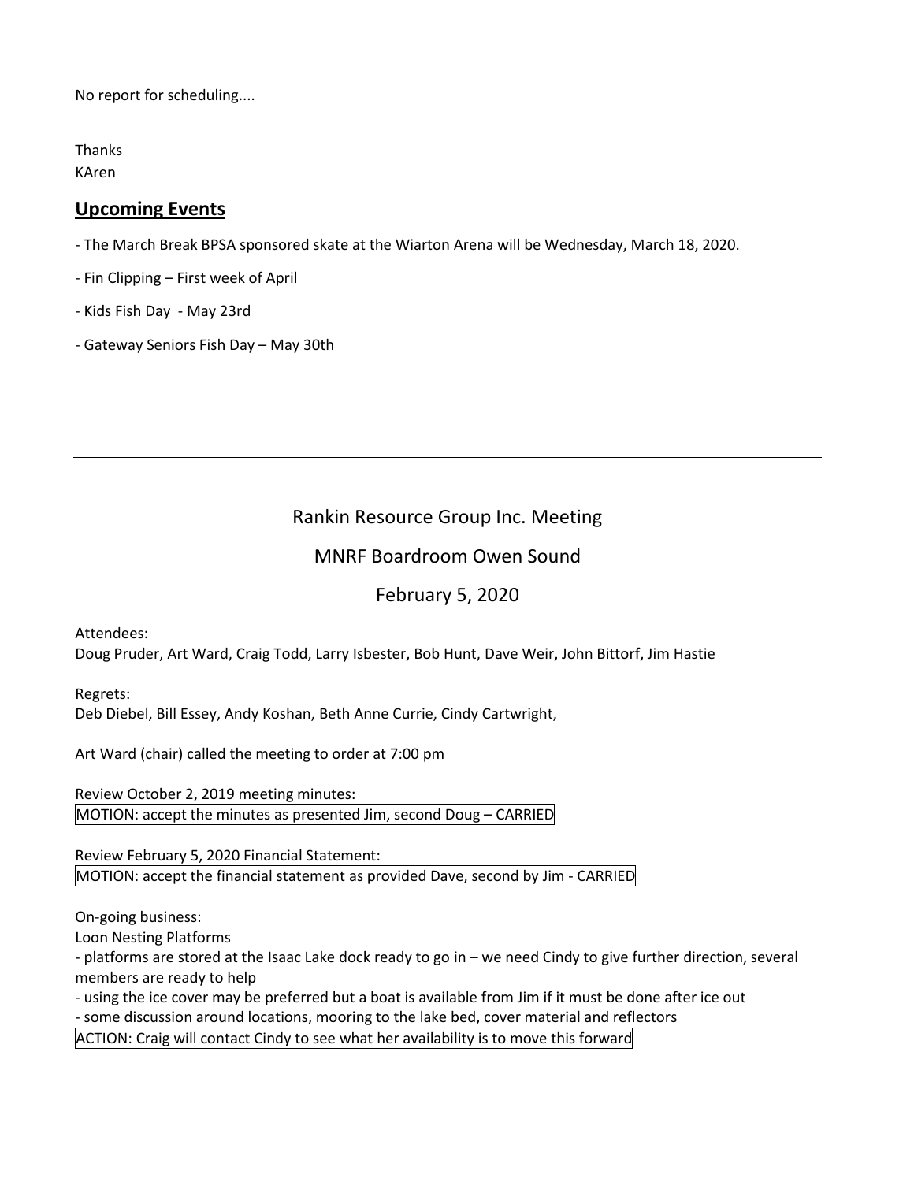No report for scheduling....

Thanks
KAren

## **Upcoming Events**

- The March Break BPSA sponsored skate at the Wiarton Arena will be Wednesday, March 18, 2020.

- Fin Clipping – First week of April

- Kids Fish Day - May 23rd

- Gateway Seniors Fish Day – May 30th

---

# Rankin Resource Group Inc. Meeting

## MNRF Boardroom Owen Sound

## February 5, 2020

---

Attendees:
Doug Pruder, Art Ward, Craig Todd, Larry Isbester, Bob Hunt, Dave Weir, John Bittorf, Jim Hastie

Regrets:
Deb Diebel, Bill Essey, Andy Koshan, Beth Anne Currie, Cindy Cartwright,

Art Ward (chair) called the meeting to order at 7:00 pm

Review October 2, 2019 meeting minutes:
MOTION: accept the minutes as presented Jim, second Doug – CARRIED

Review February 5, 2020 Financial Statement:
MOTION: accept the financial statement as provided Dave, second by Jim - CARRIED

On-going business:
Loon Nesting Platforms
- platforms are stored at the Isaac Lake dock ready to go in – we need Cindy to give further direction, several members are ready to help
- using the ice cover may be preferred but a boat is available from Jim if it must be done after ice out
- some discussion around locations, mooring to the lake bed, cover material and reflectors
ACTION: Craig will contact Cindy to see what her availability is to move this forward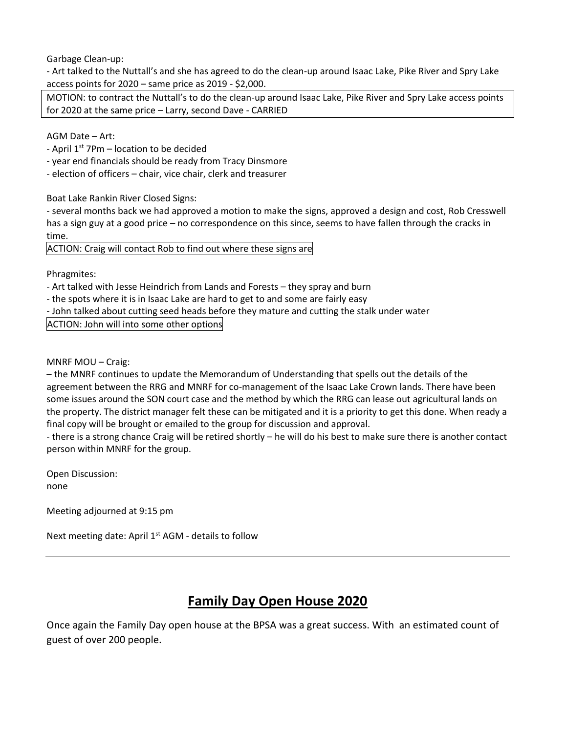Garbage Clean-up:

- Art talked to the Nuttall's and she has agreed to do the clean-up around Isaac Lake, Pike River and Spry Lake access points for 2020 – same price as 2019 - $2,000.

MOTION: to contract the Nuttall's to do the clean-up around Isaac Lake, Pike River and Spry Lake access points for 2020 at the same price – Larry, second Dave - CARRIED

AGM Date – Art:

- April 1st 7Pm – location to be decided
- year end financials should be ready from Tracy Dinsmore
- election of officers – chair, vice chair, clerk and treasurer

Boat Lake Rankin River Closed Signs:

- several months back we had approved a motion to make the signs, approved a design and cost, Rob Cresswell has a sign guy at a good price – no correspondence on this since, seems to have fallen through the cracks in time.

ACTION: Craig will contact Rob to find out where these signs are

Phragmites:

- Art talked with Jesse Heindrich from Lands and Forests – they spray and burn
- the spots where it is in Isaac Lake are hard to get to and some are fairly easy
- John talked about cutting seed heads before they mature and cutting the stalk under water

ACTION: John will into some other options

MNRF MOU – Craig:

– the MNRF continues to update the Memorandum of Understanding that spells out the details of the agreement between the RRG and MNRF for co-management of the Isaac Lake Crown lands. There have been some issues around the SON court case and the method by which the RRG can lease out agricultural lands on the property. The district manager felt these can be mitigated and it is a priority to get this done. When ready a final copy will be brought or emailed to the group for discussion and approval.

- there is a strong chance Craig will be retired shortly – he will do his best to make sure there is another contact person within MNRF for the group.

Open Discussion:
none

Meeting adjourned at 9:15 pm

Next meeting date: April 1st AGM - details to follow

---

## Family Day Open House 2020

Once again the Family Day open house at the BPSA was a great success. With an estimated count of guest of over 200 people.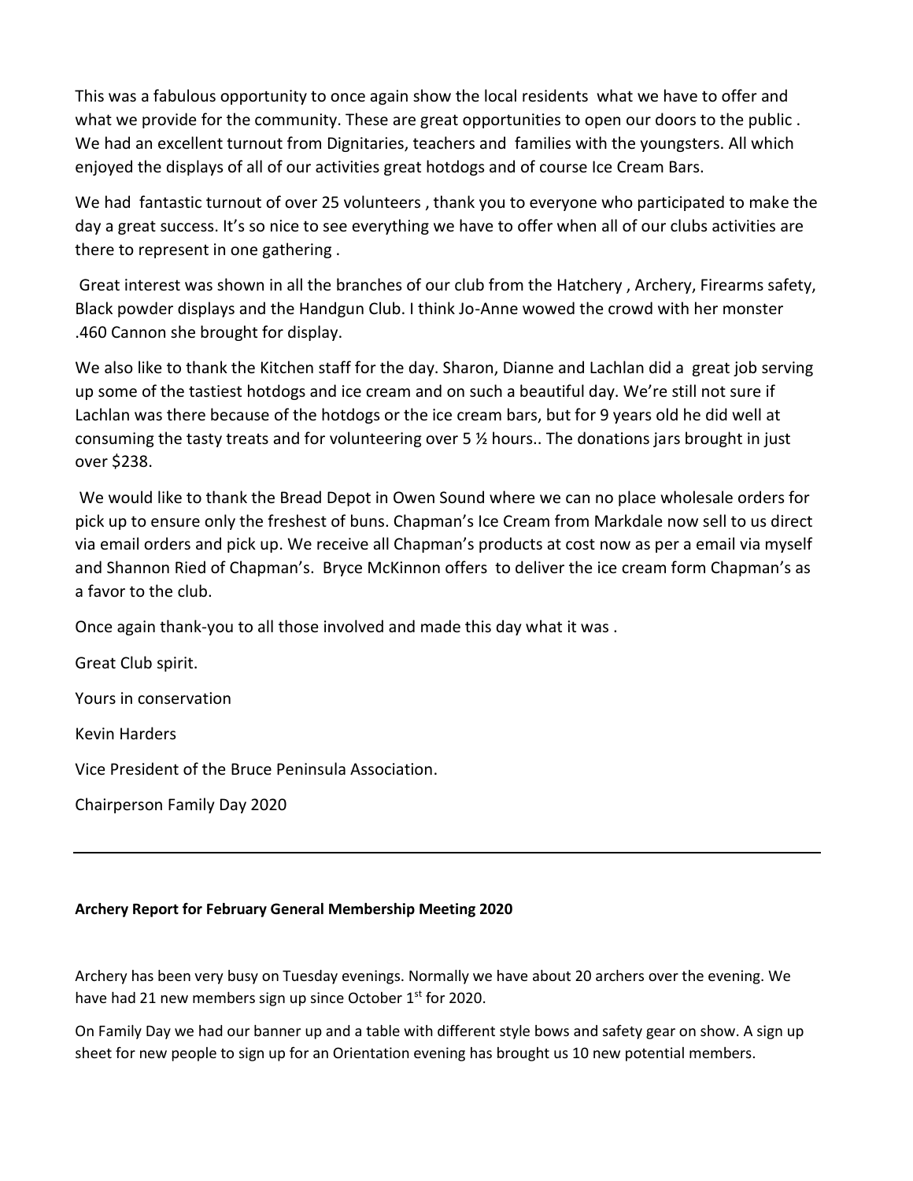This was a fabulous opportunity to once again show the local residents what we have to offer and what we provide for the community. These are great opportunities to open our doors to the public . We had an excellent turnout from Dignitaries, teachers and families with the youngsters. All which enjoyed the displays of all of our activities great hotdogs and of course Ice Cream Bars.

We had fantastic turnout of over 25 volunteers , thank you to everyone who participated to make the day a great success. It's so nice to see everything we have to offer when all of our clubs activities are there to represent in one gathering .

Great interest was shown in all the branches of our club from the Hatchery , Archery, Firearms safety, Black powder displays and the Handgun Club. I think Jo-Anne wowed the crowd with her monster .460 Cannon she brought for display.

We also like to thank the Kitchen staff for the day. Sharon, Dianne and Lachlan did a great job serving up some of the tastiest hotdogs and ice cream and on such a beautiful day. We're still not sure if Lachlan was there because of the hotdogs or the ice cream bars, but for 9 years old he did well at consuming the tasty treats and for volunteering over 5 ½ hours.. The donations jars brought in just over $238.

We would like to thank the Bread Depot in Owen Sound where we can no place wholesale orders for pick up to ensure only the freshest of buns. Chapman's Ice Cream from Markdale now sell to us direct via email orders and pick up. We receive all Chapman's products at cost now as per a email via myself and Shannon Ried of Chapman's. Bryce McKinnon offers to deliver the ice cream form Chapman's as a favor to the club.

Once again thank-you to all those involved and made this day what it was .

Great Club spirit.

Yours in conservation

Kevin Harders

Vice President of the Bruce Peninsula Association.

Chairperson Family Day 2020

---

**Archery Report for February General Membership Meeting 2020**

Archery has been very busy on Tuesday evenings. Normally we have about 20 archers over the evening. We have had 21 new members sign up since October 1st for 2020.

On Family Day we had our banner up and a table with different style bows and safety gear on show. A sign up sheet for new people to sign up for an Orientation evening has brought us 10 new potential members.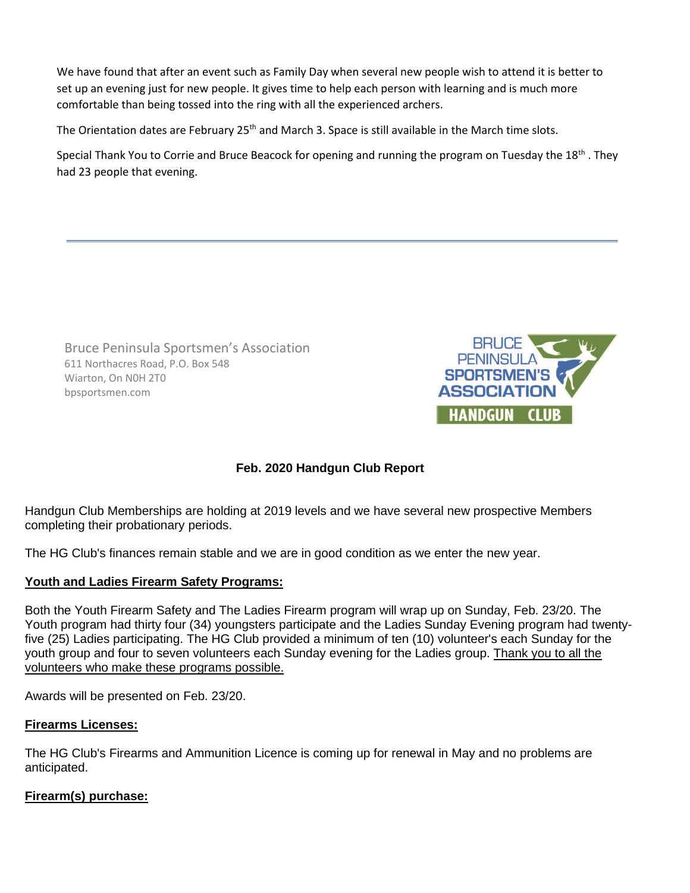We have found that after an event such as Family Day when several new people wish to attend it is better to set up an evening just for new people. It gives time to help each person with learning and is much more comfortable than being tossed into the ring with all the experienced archers.

The Orientation dates are February 25th and March 3. Space is still available in the March time slots.

Special Thank You to Corrie and Bruce Beacock for opening and running the program on Tuesday the 18th . They had 23 people that evening.

---

Bruce Peninsula Sportsmen's Association
611 Northacres Road, P.O. Box 548
Wiarton, On N0H 2T0
bpsportsmen.com

BRUCE PENINSULA SPORTSMEN'S ASSOCIATION
HANDGUN CLUB

**Feb. 2020 Handgun Club Report**

Handgun Club Memberships are holding at 2019 levels and we have several new prospective Members completing their probationary periods.

The HG Club's finances remain stable and we are in good condition as we enter the new year.

**Youth and Ladies Firearm Safety Programs:**

Both the Youth Firearm Safety and The Ladies Firearm program will wrap up on Sunday, Feb. 23/20. The Youth program had thirty four (34) youngsters participate and the Ladies Sunday Evening program had twenty-five (25) Ladies participating. The HG Club provided a minimum of ten (10) volunteer's each Sunday for the youth group and four to seven volunteers each Sunday evening for the Ladies group. Thank you to all the volunteers who make these programs possible.

Awards will be presented on Feb. 23/20.

**Firearms Licenses:**

The HG Club's Firearms and Ammunition Licence is coming up for renewal in May and no problems are anticipated.

**Firearm(s) purchase:**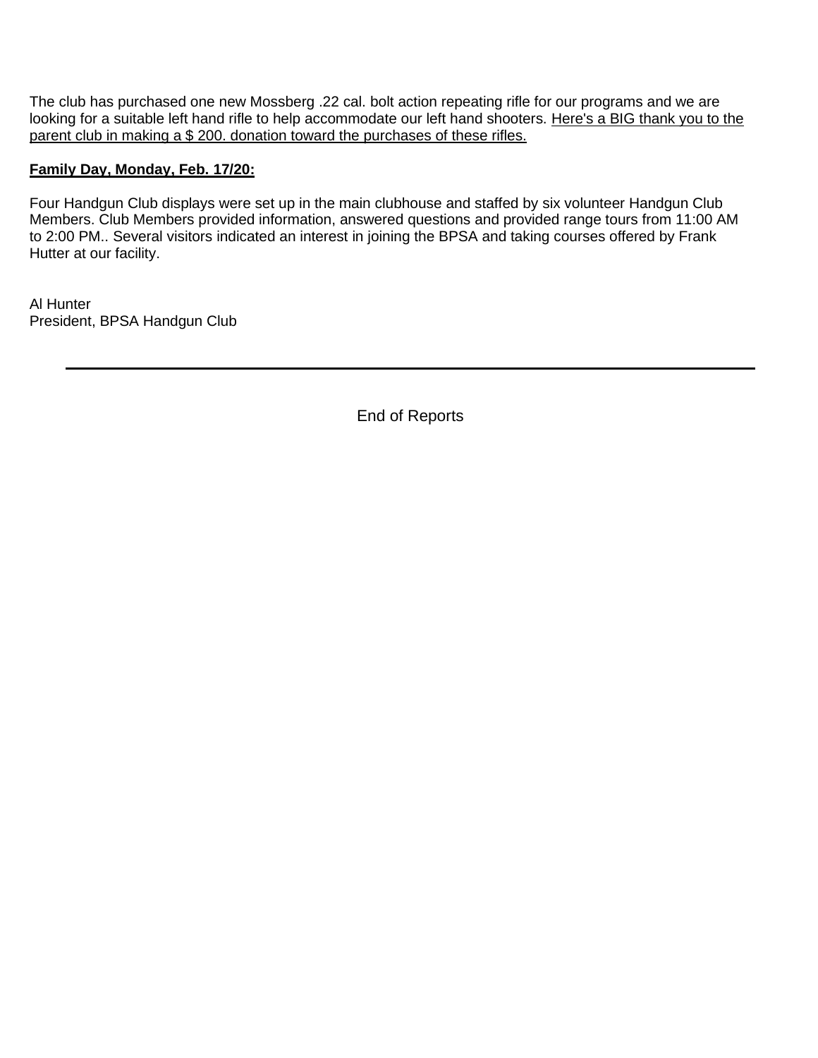The club has purchased one new Mossberg .22 cal. bolt action repeating rifle for our programs and we are looking for a suitable left hand rifle to help accommodate our left hand shooters. <u>Here's a BIG thank you to the parent club in making a $ 200. donation toward the purchases of these rifles.</u>

**<u>Family Day, Monday, Feb. 17/20:</u>**

Four Handgun Club displays were set up in the main clubhouse and staffed by six volunteer Handgun Club Members. Club Members provided information, answered questions and provided range tours from 11:00 AM to 2:00 PM.. Several visitors indicated an interest in joining the BPSA and taking courses offered by Frank Hutter at our facility.

Al Hunter
President, BPSA Handgun Club

---

End of Reports